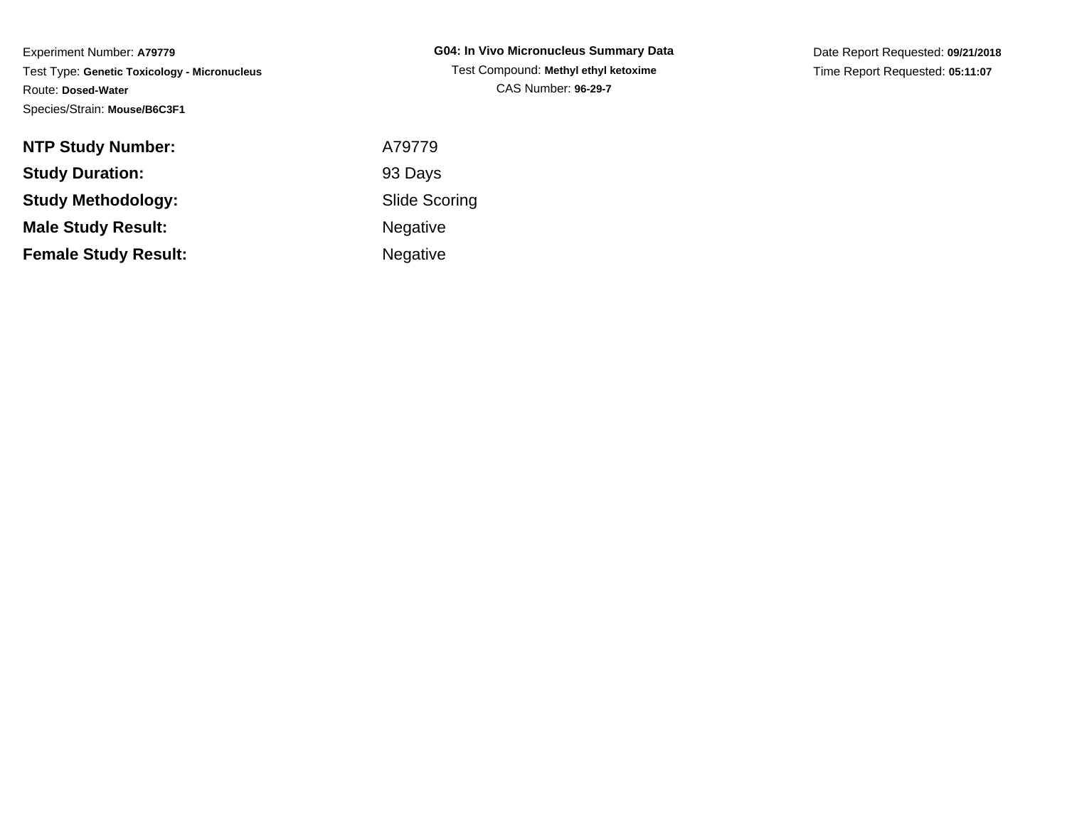Experiment Number: **A79779**
Test Type: **Genetic Toxicology - Micronucleus**
Route: **Dosed-Water**
Species/Strain: **Mouse/B6C3F1**

**G04: In Vivo Micronucleus Summary Data**
Test Compound: **Methyl ethyl ketoxime**
CAS Number: **96-29-7**

Date Report Requested: **09/21/2018**
Time Report Requested: **05:11:07**

| | |
|---|---|
| **NTP Study Number:** | A79779 |
| **Study Duration:** | 93 Days |
| **Study Methodology:** | Slide Scoring |
| **Male Study Result:** | Negative |
| **Female Study Result:** | Negative |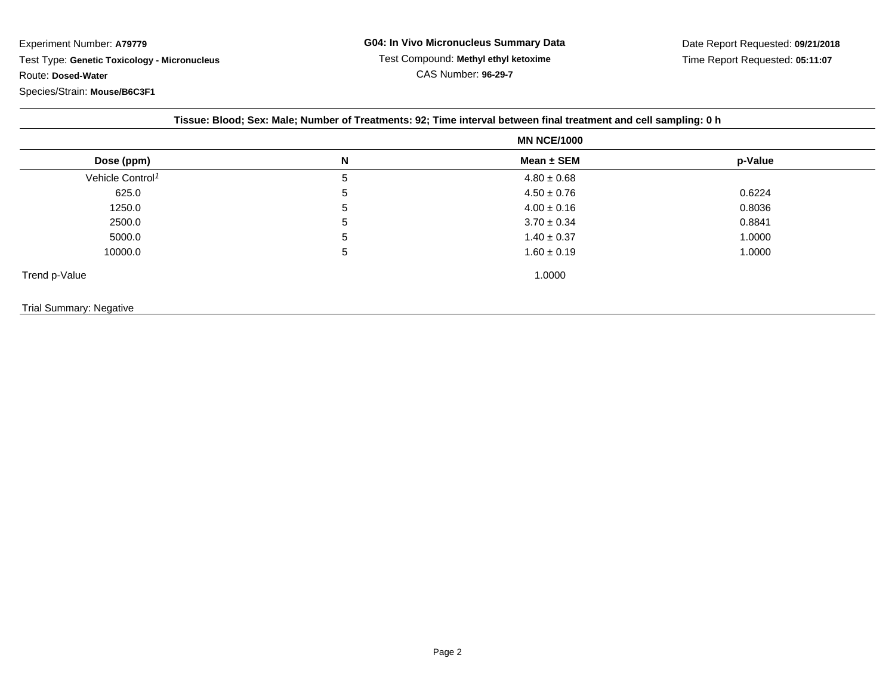Experiment Number: **A79779**

Test Type: **Genetic Toxicology - Micronucleus**

Route: **Dosed-Water**

Species/Strain: **Mouse/B6C3F1**

**G04: In Vivo Micronucleus Summary Data**

Test Compound: **Methyl ethyl ketoxime**

CAS Number: **96-29-7**

Date Report Requested: **09/21/2018**

Time Report Requested: **05:11:07**

**Tissue: Blood; Sex: Male; Number of Treatments: 92; Time interval between final treatment and cell sampling: 0 h**

| | | MN NCE/1000 | |
|---|---|---|---|
| **Dose (ppm)** | **N** | **Mean ± SEM** | **p-Value** |
| Vehicle Control[1] | 5 | 4.80 ± 0.68 | |
| 625.0 | 5 | 4.50 ± 0.76 | 0.6224 |
| 1250.0 | 5 | 4.00 ± 0.16 | 0.8036 |
| 2500.0 | 5 | 3.70 ± 0.34 | 0.8841 |
| 5000.0 | 5 | 1.40 ± 0.37 | 1.0000 |
| 10000.0 | 5 | 1.60 ± 0.19 | 1.0000 |
| Trend p-Value | | 1.0000 | |

Trial Summary: Negative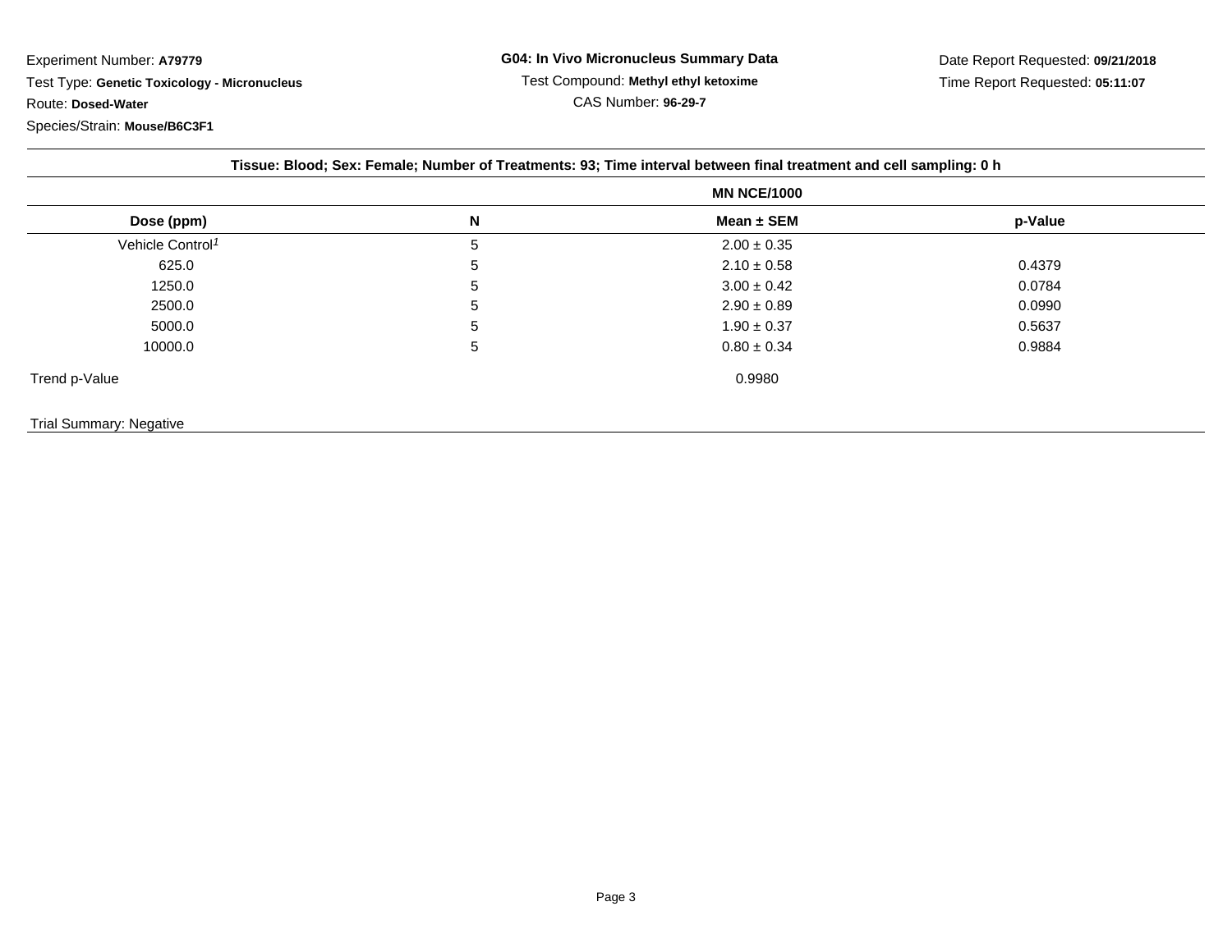Experiment Number: **A79779**

Test Type: **Genetic Toxicology - Micronucleus**

Route: **Dosed-Water**

Species/Strain: **Mouse/B6C3F1**

**G04: In Vivo Micronucleus Summary Data**

Test Compound: **Methyl ethyl ketoxime**

CAS Number: **96-29-7**

Date Report Requested: **09/21/2018**

Time Report Requested: **05:11:07**

**Tissue: Blood; Sex: Female; Number of Treatments: 93; Time interval between final treatment and cell sampling: 0 h**

| | | MN NCE/1000 | |
|---|---|---|---|
| **Dose (ppm)** | **N** | **Mean ± SEM** | **p-Value** |
| Vehicle Control[1] | 5 | 2.00 ± 0.35 | |
| 625.0 | 5 | 2.10 ± 0.58 | 0.4379 |
| 1250.0 | 5 | 3.00 ± 0.42 | 0.0784 |
| 2500.0 | 5 | 2.90 ± 0.89 | 0.0990 |
| 5000.0 | 5 | 1.90 ± 0.37 | 0.5637 |
| 10000.0 | 5 | 0.80 ± 0.34 | 0.9884 |
| Trend p-Value | | 0.9980 | |

Trial Summary: Negative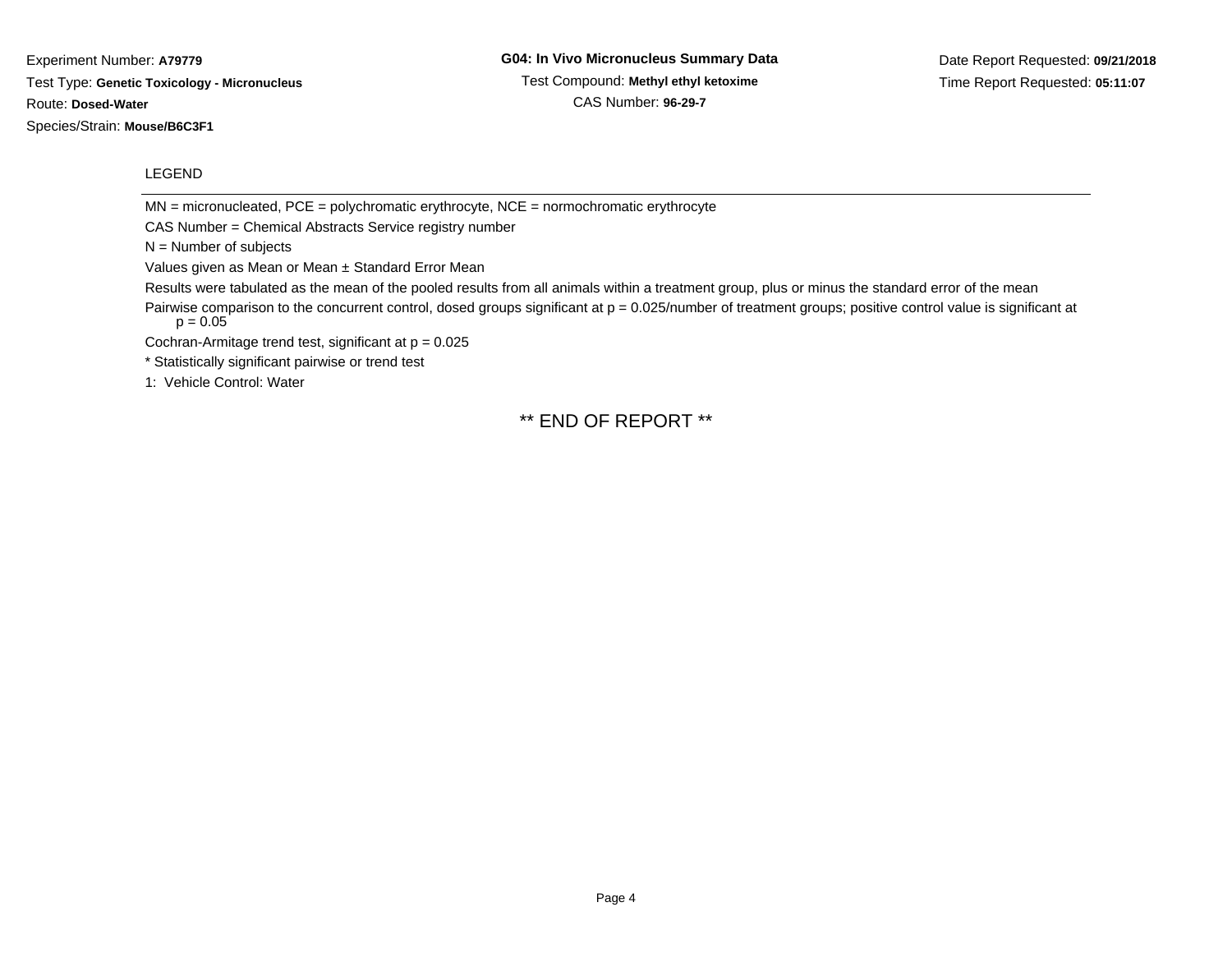Experiment Number: **A79779**

Test Type: **Genetic Toxicology - Micronucleus**

Route: **Dosed-Water**

Species/Strain: **Mouse/B6C3F1**

**G04: In Vivo Micronucleus Summary Data**

Test Compound: **Methyl ethyl ketoxime**

CAS Number: **96-29-7**

Date Report Requested: **09/21/2018**

Time Report Requested: **05:11:07**

LEGEND

MN = micronucleated, PCE = polychromatic erythrocyte, NCE = normochromatic erythrocyte

CAS Number = Chemical Abstracts Service registry number

N = Number of subjects

Values given as Mean or Mean ± Standard Error Mean

Results were tabulated as the mean of the pooled results from all animals within a treatment group, plus or minus the standard error of the mean

Pairwise comparison to the concurrent control, dosed groups significant at p = 0.025/number of treatment groups; positive control value is significant at p = 0.05

Cochran-Armitage trend test, significant at p = 0.025

* Statistically significant pairwise or trend test

1: Vehicle Control: Water

** END OF REPORT **